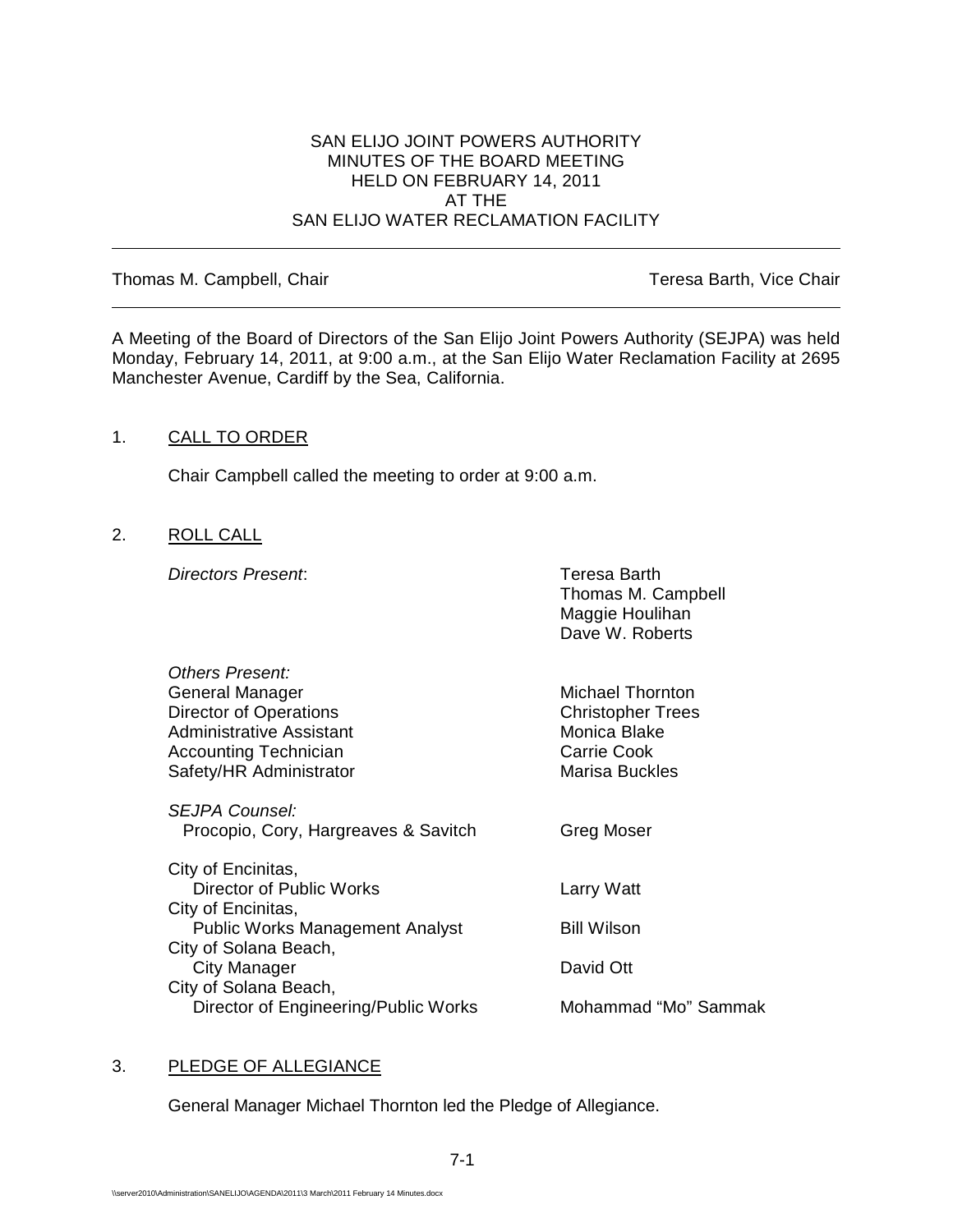SAN ELIJO JOINT POWERS AUTHORITY
MINUTES OF THE BOARD MEETING
HELD ON FEBRUARY 14, 2011
AT THE
SAN ELIJO WATER RECLAMATION FACILITY

---

Thomas M. Campbell, Chair — Teresa Barth, Vice Chair

---

A Meeting of the Board of Directors of the San Elijo Joint Powers Authority (SEJPA) was held Monday, February 14, 2011, at 9:00 a.m., at the San Elijo Water Reclamation Facility at 2695 Manchester Avenue, Cardiff by the Sea, California.

## 1. CALL TO ORDER

Chair Campbell called the meeting to order at 9:00 a.m.

## 2. ROLL CALL

*Directors Present*:

- Teresa Barth
- Thomas M. Campbell
- Maggie Houlihan
- Dave W. Roberts

*Others Present:*

| | |
|---|---|
| General Manager | Michael Thornton |
| Director of Operations | Christopher Trees |
| Administrative Assistant | Monica Blake |
| Accounting Technician | Carrie Cook |
| Safety/HR Administrator | Marisa Buckles |

*SEJPA Counsel:*

| | |
|---|---|
| Procopio, Cory, Hargreaves & Savitch | Greg Moser |

| | |
|---|---|
| City of Encinitas, Director of Public Works | Larry Watt |
| City of Encinitas, Public Works Management Analyst | Bill Wilson |
| City of Solana Beach, City Manager | David Ott |
| City of Solana Beach, Director of Engineering/Public Works | Mohammad "Mo" Sammak |

## 3. PLEDGE OF ALLEGIANCE

General Manager Michael Thornton led the Pledge of Allegiance.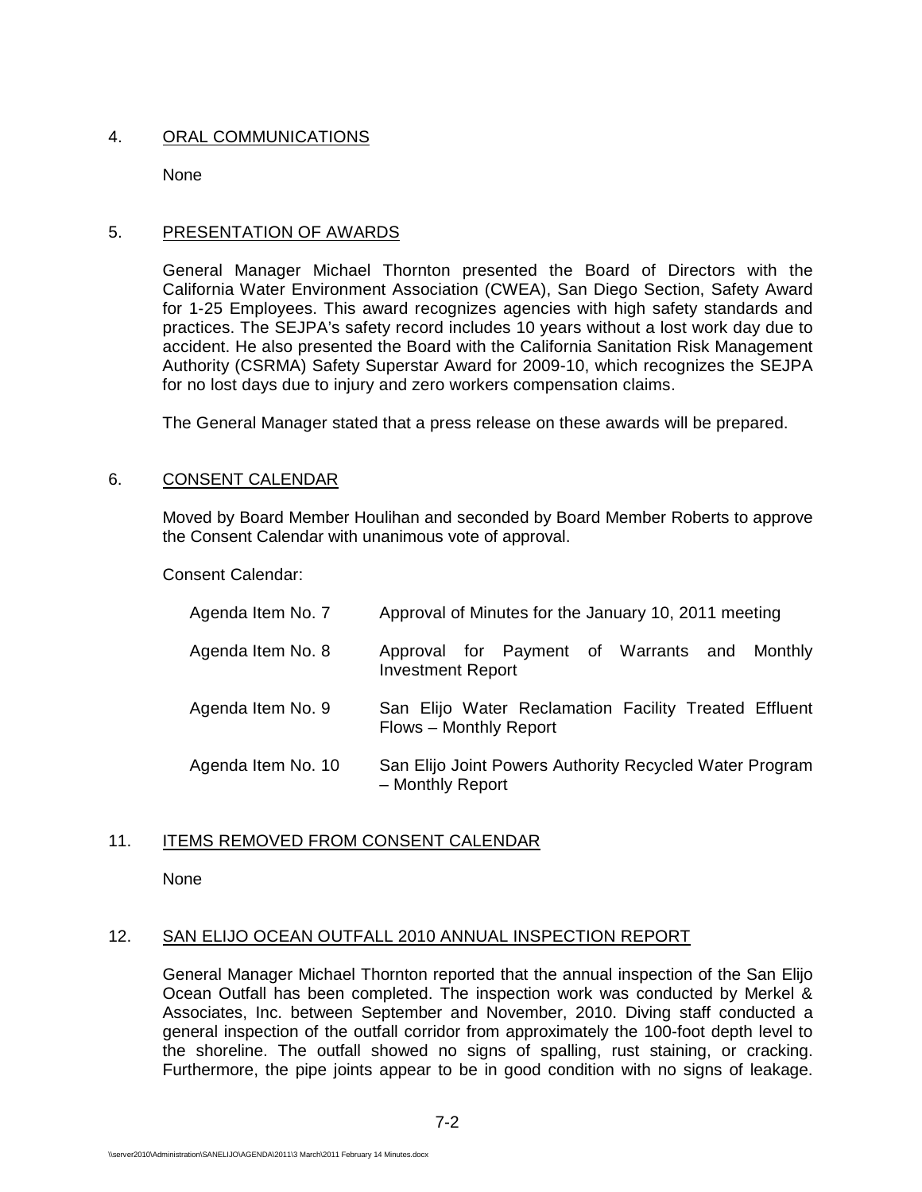4. ORAL COMMUNICATIONS

None

5. PRESENTATION OF AWARDS

General Manager Michael Thornton presented the Board of Directors with the California Water Environment Association (CWEA), San Diego Section, Safety Award for 1-25 Employees. This award recognizes agencies with high safety standards and practices. The SEJPA's safety record includes 10 years without a lost work day due to accident. He also presented the Board with the California Sanitation Risk Management Authority (CSRMA) Safety Superstar Award for 2009-10, which recognizes the SEJPA for no lost days due to injury and zero workers compensation claims.

The General Manager stated that a press release on these awards will be prepared.

6. CONSENT CALENDAR

Moved by Board Member Houlihan and seconded by Board Member Roberts to approve the Consent Calendar with unanimous vote of approval.

Consent Calendar:

| | |
|---|---|
| Agenda Item No. 7 | Approval of Minutes for the January 10, 2011 meeting |
| Agenda Item No. 8 | Approval for Payment of Warrants and Monthly Investment Report |
| Agenda Item No. 9 | San Elijo Water Reclamation Facility Treated Effluent Flows – Monthly Report |
| Agenda Item No. 10 | San Elijo Joint Powers Authority Recycled Water Program – Monthly Report |

11. ITEMS REMOVED FROM CONSENT CALENDAR

None

12. SAN ELIJO OCEAN OUTFALL 2010 ANNUAL INSPECTION REPORT

General Manager Michael Thornton reported that the annual inspection of the San Elijo Ocean Outfall has been completed. The inspection work was conducted by Merkel & Associates, Inc. between September and November, 2010. Diving staff conducted a general inspection of the outfall corridor from approximately the 100-foot depth level to the shoreline. The outfall showed no signs of spalling, rust staining, or cracking. Furthermore, the pipe joints appear to be in good condition with no signs of leakage.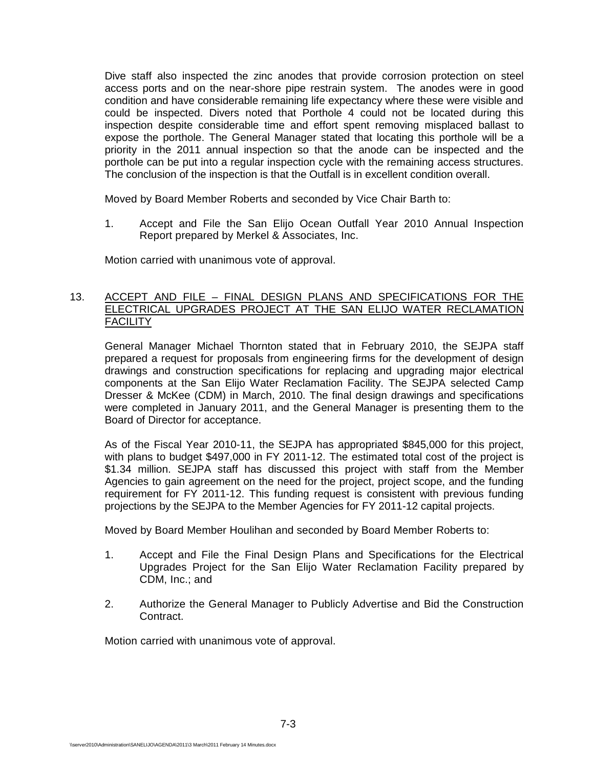Dive staff also inspected the zinc anodes that provide corrosion protection on steel access ports and on the near-shore pipe restrain system. The anodes were in good condition and have considerable remaining life expectancy where these were visible and could be inspected. Divers noted that Porthole 4 could not be located during this inspection despite considerable time and effort spent removing misplaced ballast to expose the porthole. The General Manager stated that locating this porthole will be a priority in the 2011 annual inspection so that the anode can be inspected and the porthole can be put into a regular inspection cycle with the remaining access structures. The conclusion of the inspection is that the Outfall is in excellent condition overall.

Moved by Board Member Roberts and seconded by Vice Chair Barth to:

1. Accept and File the San Elijo Ocean Outfall Year 2010 Annual Inspection Report prepared by Merkel & Associates, Inc.

Motion carried with unanimous vote of approval.

13. ACCEPT AND FILE – FINAL DESIGN PLANS AND SPECIFICATIONS FOR THE ELECTRICAL UPGRADES PROJECT AT THE SAN ELIJO WATER RECLAMATION FACILITY

General Manager Michael Thornton stated that in February 2010, the SEJPA staff prepared a request for proposals from engineering firms for the development of design drawings and construction specifications for replacing and upgrading major electrical components at the San Elijo Water Reclamation Facility. The SEJPA selected Camp Dresser & McKee (CDM) in March, 2010. The final design drawings and specifications were completed in January 2011, and the General Manager is presenting them to the Board of Director for acceptance.

As of the Fiscal Year 2010-11, the SEJPA has appropriated $845,000 for this project, with plans to budget $497,000 in FY 2011-12. The estimated total cost of the project is $1.34 million. SEJPA staff has discussed this project with staff from the Member Agencies to gain agreement on the need for the project, project scope, and the funding requirement for FY 2011-12. This funding request is consistent with previous funding projections by the SEJPA to the Member Agencies for FY 2011-12 capital projects.

Moved by Board Member Houlihan and seconded by Board Member Roberts to:

1. Accept and File the Final Design Plans and Specifications for the Electrical Upgrades Project for the San Elijo Water Reclamation Facility prepared by CDM, Inc.; and

2. Authorize the General Manager to Publicly Advertise and Bid the Construction Contract.

Motion carried with unanimous vote of approval.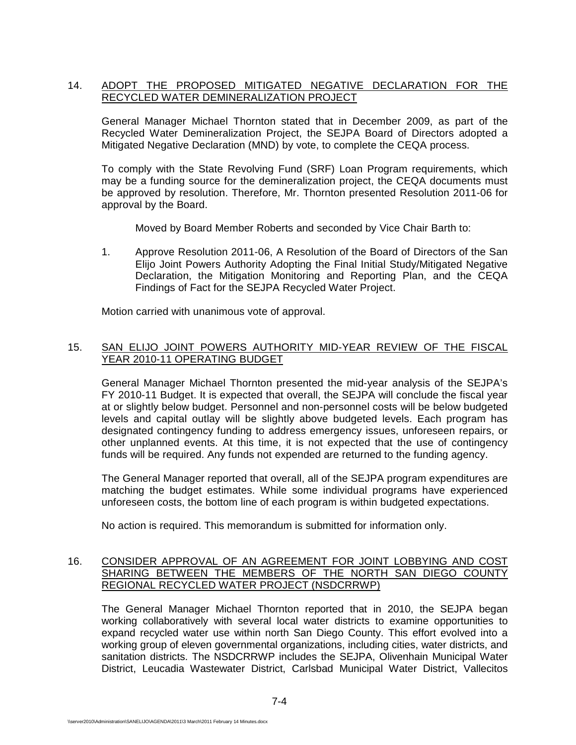14. ADOPT THE PROPOSED MITIGATED NEGATIVE DECLARATION FOR THE RECYCLED WATER DEMINERALIZATION PROJECT

General Manager Michael Thornton stated that in December 2009, as part of the Recycled Water Demineralization Project, the SEJPA Board of Directors adopted a Mitigated Negative Declaration (MND) by vote, to complete the CEQA process.

To comply with the State Revolving Fund (SRF) Loan Program requirements, which may be a funding source for the demineralization project, the CEQA documents must be approved by resolution. Therefore, Mr. Thornton presented Resolution 2011-06 for approval by the Board.

Moved by Board Member Roberts and seconded by Vice Chair Barth to:

1. Approve Resolution 2011-06, A Resolution of the Board of Directors of the San Elijo Joint Powers Authority Adopting the Final Initial Study/Mitigated Negative Declaration, the Mitigation Monitoring and Reporting Plan, and the CEQA Findings of Fact for the SEJPA Recycled Water Project.

Motion carried with unanimous vote of approval.

15. SAN ELIJO JOINT POWERS AUTHORITY MID-YEAR REVIEW OF THE FISCAL YEAR 2010-11 OPERATING BUDGET

General Manager Michael Thornton presented the mid-year analysis of the SEJPA's FY 2010-11 Budget. It is expected that overall, the SEJPA will conclude the fiscal year at or slightly below budget. Personnel and non-personnel costs will be below budgeted levels and capital outlay will be slightly above budgeted levels. Each program has designated contingency funding to address emergency issues, unforeseen repairs, or other unplanned events. At this time, it is not expected that the use of contingency funds will be required. Any funds not expended are returned to the funding agency.

The General Manager reported that overall, all of the SEJPA program expenditures are matching the budget estimates. While some individual programs have experienced unforeseen costs, the bottom line of each program is within budgeted expectations.

No action is required. This memorandum is submitted for information only.

16. CONSIDER APPROVAL OF AN AGREEMENT FOR JOINT LOBBYING AND COST SHARING BETWEEN THE MEMBERS OF THE NORTH SAN DIEGO COUNTY REGIONAL RECYCLED WATER PROJECT (NSDCRRWP)

The General Manager Michael Thornton reported that in 2010, the SEJPA began working collaboratively with several local water districts to examine opportunities to expand recycled water use within north San Diego County. This effort evolved into a working group of eleven governmental organizations, including cities, water districts, and sanitation districts. The NSDCRRWP includes the SEJPA, Olivenhain Municipal Water District, Leucadia Wastewater District, Carlsbad Municipal Water District, Vallecitos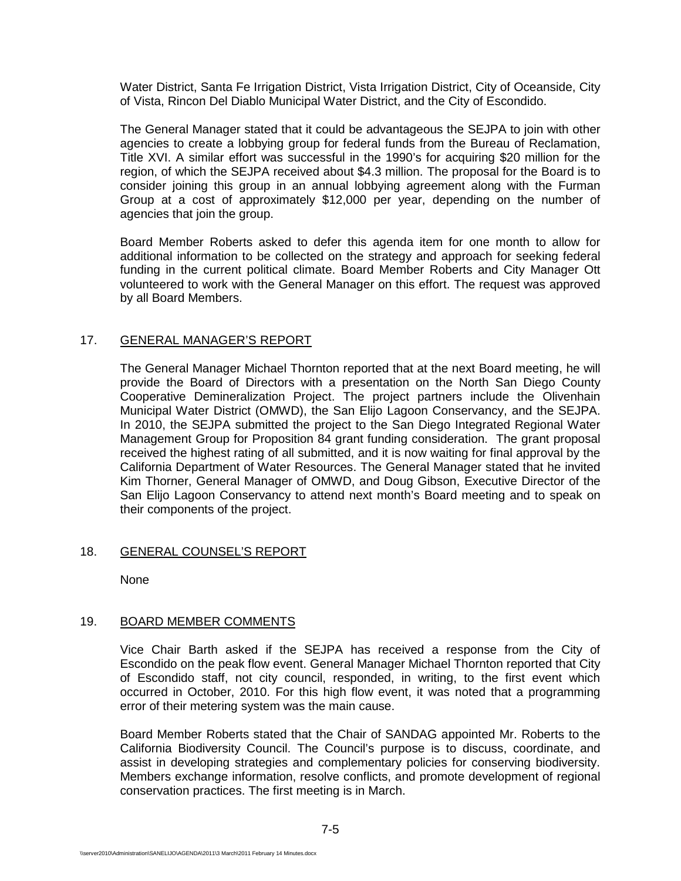Water District, Santa Fe Irrigation District, Vista Irrigation District, City of Oceanside, City of Vista, Rincon Del Diablo Municipal Water District, and the City of Escondido.

The General Manager stated that it could be advantageous the SEJPA to join with other agencies to create a lobbying group for federal funds from the Bureau of Reclamation, Title XVI. A similar effort was successful in the 1990's for acquiring $20 million for the region, of which the SEJPA received about $4.3 million. The proposal for the Board is to consider joining this group in an annual lobbying agreement along with the Furman Group at a cost of approximately $12,000 per year, depending on the number of agencies that join the group.

Board Member Roberts asked to defer this agenda item for one month to allow for additional information to be collected on the strategy and approach for seeking federal funding in the current political climate. Board Member Roberts and City Manager Ott volunteered to work with the General Manager on this effort. The request was approved by all Board Members.

## 17. GENERAL MANAGER'S REPORT

The General Manager Michael Thornton reported that at the next Board meeting, he will provide the Board of Directors with a presentation on the North San Diego County Cooperative Demineralization Project. The project partners include the Olivenhain Municipal Water District (OMWD), the San Elijo Lagoon Conservancy, and the SEJPA. In 2010, the SEJPA submitted the project to the San Diego Integrated Regional Water Management Group for Proposition 84 grant funding consideration. The grant proposal received the highest rating of all submitted, and it is now waiting for final approval by the California Department of Water Resources. The General Manager stated that he invited Kim Thorner, General Manager of OMWD, and Doug Gibson, Executive Director of the San Elijo Lagoon Conservancy to attend next month's Board meeting and to speak on their components of the project.

## 18. GENERAL COUNSEL'S REPORT

None

## 19. BOARD MEMBER COMMENTS

Vice Chair Barth asked if the SEJPA has received a response from the City of Escondido on the peak flow event. General Manager Michael Thornton reported that City of Escondido staff, not city council, responded, in writing, to the first event which occurred in October, 2010. For this high flow event, it was noted that a programming error of their metering system was the main cause.

Board Member Roberts stated that the Chair of SANDAG appointed Mr. Roberts to the California Biodiversity Council. The Council's purpose is to discuss, coordinate, and assist in developing strategies and complementary policies for conserving biodiversity. Members exchange information, resolve conflicts, and promote development of regional conservation practices. The first meeting is in March.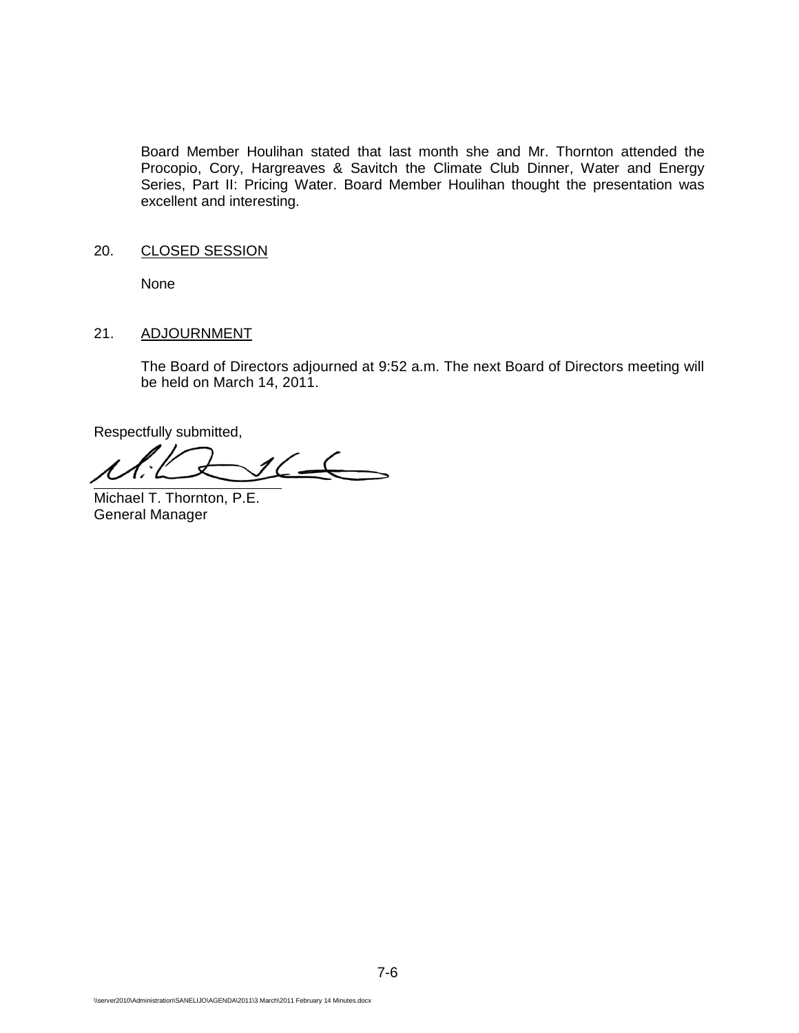Board Member Houlihan stated that last month she and Mr. Thornton attended the Procopio, Cory, Hargreaves & Savitch the Climate Club Dinner, Water and Energy Series, Part II: Pricing Water. Board Member Houlihan thought the presentation was excellent and interesting.

20. CLOSED SESSION

None

21. ADJOURNMENT

The Board of Directors adjourned at 9:52 a.m. The next Board of Directors meeting will be held on March 14, 2011.

Respectfully submitted,

Michael T. Thornton, P.E.
General Manager

\\server2010\Administration\SANELIJO\AGENDA\2011\3 March\2011 February 14 Minutes.docx